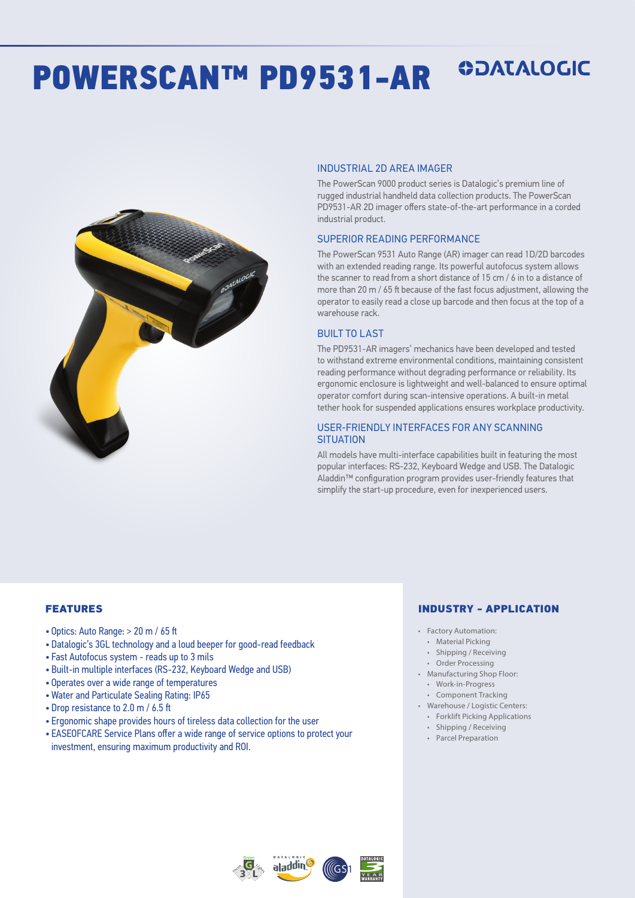# POWERSCAN™ PD9531-AR

DATALOGIC

## INDUSTRIAL 2D AREA IMAGER

The PowerScan 9000 product series is Datalogic's premium line of rugged industrial handheld data collection products. The PowerScan PD9531-AR 2D imager offers state-of-the-art performance in a corded industrial product.

## SUPERIOR READING PERFORMANCE

The PowerScan 9531 Auto Range (AR) imager can read 1D/2D barcodes with an extended reading range. Its powerful autofocus system allows the scanner to read from a short distance of 15 cm / 6 in to a distance of more than 20 m / 65 ft because of the fast focus adjustment, allowing the operator to easily read a close up barcode and then focus at the top of a warehouse rack.

## BUILT TO LAST

The PD9531-AR imagers' mechanics have been developed and tested to withstand extreme environmental conditions, maintaining consistent reading performance without degrading performance or reliability. Its ergonomic enclosure is lightweight and well-balanced to ensure optimal operator comfort during scan-intensive operations. A built-in metal tether hook for suspended applications ensures workplace productivity.

## USER-FRIENDLY INTERFACES FOR ANY SCANNING SITUATION

All models have multi-interface capabilities built in featuring the most popular interfaces: RS-232, Keyboard Wedge and USB. The Datalogic Aladdin™ configuration program provides user-friendly features that simplify the start-up procedure, even for inexperienced users.

## FEATURES

- Optics: Auto Range: > 20 m / 65 ft
- Datalogic's 3GL technology and a loud beeper for good-read feedback
- Fast Autofocus system - reads up to 3 mils
- Built-in multiple interfaces (RS-232, Keyboard Wedge and USB)
- Operates over a wide range of temperatures
- Water and Particulate Sealing Rating: IP65
- Drop resistance to 2.0 m / 6.5 ft
- Ergonomic shape provides hours of tireless data collection for the user
- EASEOFCARE Service Plans offer a wide range of service options to protect your investment, ensuring maximum productivity and ROI.

## INDUSTRY - APPLICATION

- Factory Automation:
  - Material Picking
  - Shipping / Receiving
  - Order Processing
- Manufacturing Shop Floor:
  - Work-in-Progress
  - Component Tracking
- Warehouse / Logistic Centers:
  - Forklift Picking Applications
  - Shipping / Receiving
  - Parcel Preparation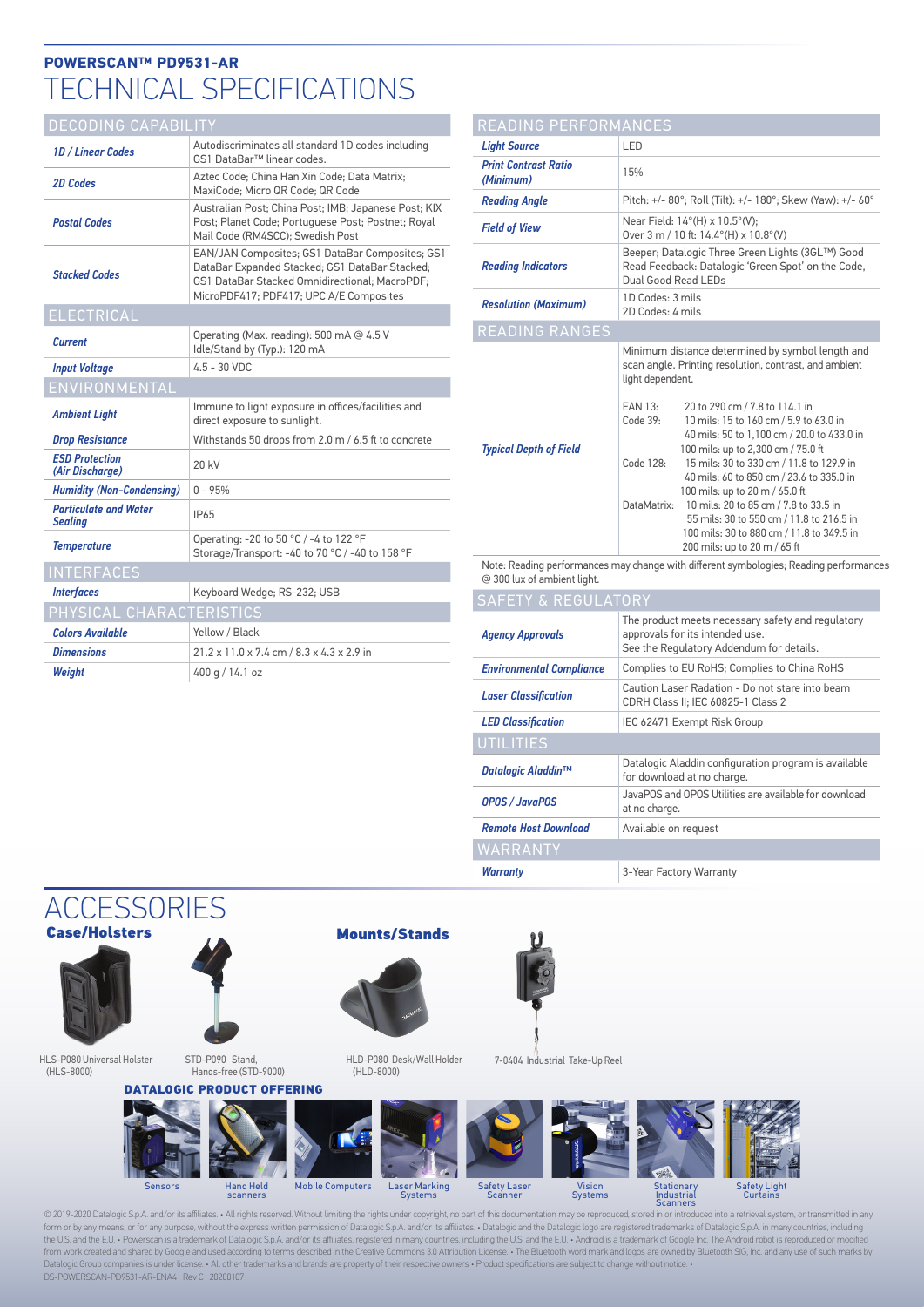# POWERSCAN™ PD9531-AR
# TECHNICAL SPECIFICATIONS

## DECODING CAPABILITY

| | |
|---|---|
| **1D / Linear Codes** | Autodiscriminates all standard 1D codes including GS1 DataBar™ linear codes. |
| **2D Codes** | Aztec Code; China Han Xin Code; Data Matrix; MaxiCode; Micro QR Code; QR Code |
| **Postal Codes** | Australian Post; China Post; IMB; Japanese Post; KIX Post; Planet Code; Portuguese Post; Postnet; Royal Mail Code (RM4SCC); Swedish Post |
| **Stacked Codes** | EAN/JAN Composites; GS1 DataBar Composites; GS1 DataBar Expanded Stacked; GS1 DataBar Stacked; GS1 DataBar Stacked Omnidirectional; MacroPDF; MicroPDF417; PDF417; UPC A/E Composites |

## ELECTRICAL

| | |
|---|---|
| **Current** | Operating (Max. reading): 500 mA @ 4.5 V<br>Idle/Stand by (Typ.): 120 mA |
| **Input Voltage** | 4.5 - 30 VDC |

## ENVIRONMENTAL

| | |
|---|---|
| **Ambient Light** | Immune to light exposure in offices/facilities and direct exposure to sunlight. |
| **Drop Resistance** | Withstands 50 drops from 2.0 m / 6.5 ft to concrete |
| **ESD Protection (Air Discharge)** | 20 kV |
| **Humidity (Non-Condensing)** | 0 - 95% |
| **Particulate and Water Sealing** | IP65 |
| **Temperature** | Operating: -20 to 50 °C / -4 to 122 °F<br>Storage/Transport: -40 to 70 °C / -40 to 158 °F |

## INTERFACES

| | |
|---|---|
| **Interfaces** | Keyboard Wedge; RS-232; USB |

## PHYSICAL CHARACTERISTICS

| | |
|---|---|
| **Colors Available** | Yellow / Black |
| **Dimensions** | 21.2 x 11.0 x 7.4 cm / 8.3 x 4.3 x 2.9 in |
| **Weight** | 400 g / 14.1 oz |

## READING PERFORMANCES

| | |
|---|---|
| **Light Source** | LED |
| **Print Contrast Ratio (Minimum)** | 15% |
| **Reading Angle** | Pitch: +/- 80°; Roll (Tilt): +/- 180°; Skew (Yaw): +/- 60° |
| **Field of View** | Near Field: 14°(H) x 10.5°(V);<br>Over 3 m / 10 ft: 14.4°(H) x 10.8°(V) |
| **Reading Indicators** | Beeper; Datalogic Three Green Lights (3GL™) Good Read Feedback: Datalogic 'Green Spot' on the Code, Dual Good Read LEDs |
| **Resolution (Maximum)** | 1D Codes: 3 mils<br>2D Codes: 4 mils |

## READING RANGES

| | |
|---|---|
| **Typical Depth of Field** | Minimum distance determined by symbol length and scan angle. Printing resolution, contrast, and ambient light dependent.<br><br>EAN 13: 20 to 290 cm / 7.8 to 114.1 in<br>Code 39: 10 mils: 15 to 160 cm / 5.9 to 63.0 in<br>40 mils: 50 to 1,100 cm / 20.0 to 433.0 in<br>100 mils: up to 2,300 cm / 75.0 ft<br>Code 128: 15 mils: 30 to 330 cm / 11.8 to 129.9 in<br>40 mils: 60 to 850 cm / 23.6 to 335.0 in<br>100 mils: up to 20 m / 65.0 ft<br>DataMatrix: 10 mils: 20 to 85 cm / 7.8 to 33.5 in<br>55 mils: 30 to 550 cm / 11.8 to 216.5 in<br>100 mils: 30 to 880 cm / 11.8 to 349.5 in<br>200 mils: up to 20 m / 65 ft |

Note: Reading performances may change with different symbologies; Reading performances @ 300 lux of ambient light.

## SAFETY & REGULATORY

| | |
|---|---|
| **Agency Approvals** | The product meets necessary safety and regulatory approvals for its intended use.<br>See the Regulatory Addendum for details. |
| **Environmental Compliance** | Complies to EU RoHS; Complies to China RoHS |
| **Laser Classification** | Caution Laser Radiation - Do not stare into beam CDRH Class II; IEC 60825-1 Class 2 |
| **LED Classification** | IEC 62471 Exempt Risk Group |

## UTILITIES

| | |
|---|---|
| **Datalogic Aladdin™** | Datalogic Aladdin configuration program is available for download at no charge. |
| **OPOS / JavaPOS** | JavaPOS and OPOS Utilities are available for download at no charge. |
| **Remote Host Download** | Available on request |

## WARRANTY

| | |
|---|---|
| **Warranty** | 3-Year Factory Warranty |

# ACCESSORIES

### Case/Holsters

HLS-P080 Universal Holster (HLS-8000)

STD-P090 Stand, Hands-free (STD-9000)

### Mounts/Stands

HLD-P080 Desk/Wall Holder (HLD-8000)

7-0404 Industrial Take-Up Reel

### DATALOGIC PRODUCT OFFERING

Sensors | Hand Held scanners | Mobile Computers | Laser Marking Systems | Safety Laser Scanner | Vision Systems | Stationary Industrial Scanners | Safety Light Curtains

© 2019-2020 Datalogic S.p.A. and/or its affiliates. • All rights reserved. Without limiting the rights under copyright, no part of this documentation may be reproduced, stored in or introduced into a retrieval system, or transmitted in any form or by any means, or for any purpose, without the express written permission of Datalogic S.p.A. and/or its affiliates. • Datalogic and the Datalogic logo are registered trademarks of Datalogic S.p.A. in many countries, including the U.S. and the E.U. • Powerscan is a trademark of Datalogic S.p.A. and/or its affiliates, registered in many countries, including the U.S. and the E.U. • Android is a trademark of Google Inc. The Android robot is reproduced or modified from work created and shared by Google and used according to terms described in the Creative Commons 3.0 Attribution License. • The Bluetooth word mark and logos are owned by Bluetooth SIG, Inc. and any use of such marks by Datalogic Group companies is under license. • All other trademarks and brands are property of their respective owners • Product specifications are subject to change without notice. •
DS-POWERSCAN-PD9531-AR-ENA4 Rev C 20200107